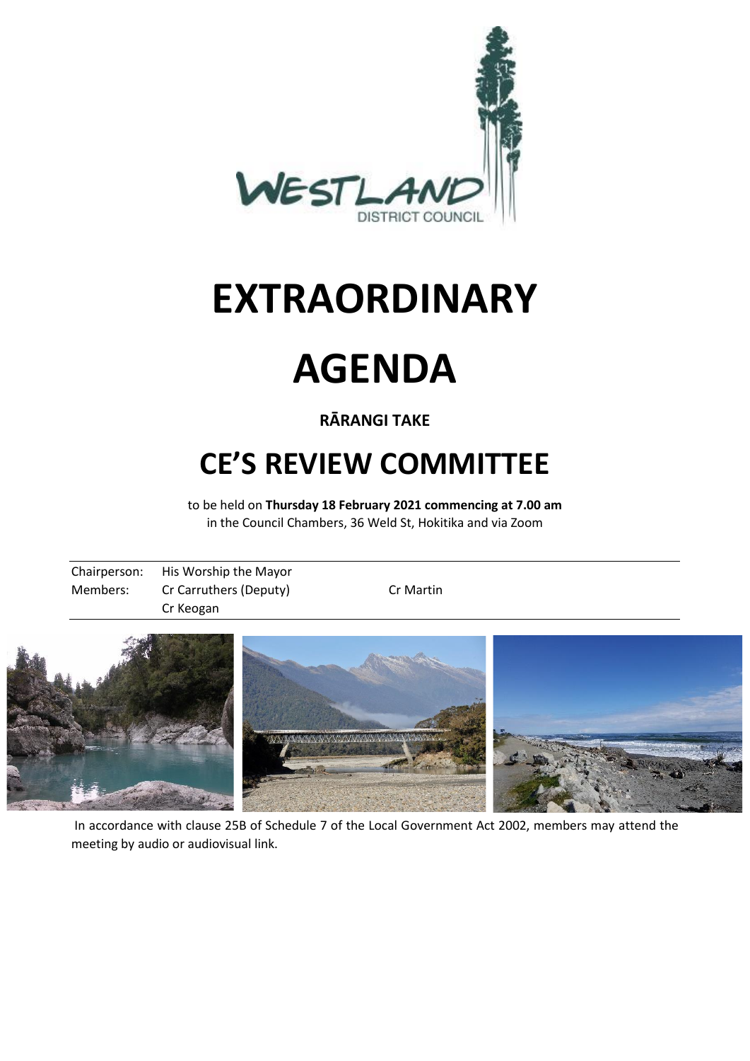# EXTRAORDINARY

# AGENDA

**RĀRANGI TAKE**

## CE'S REVIEW COMMITTEE

to be held on **Thursday 18 February 2021 commencing at 7.00 am**
in the Council Chambers, 36 Weld St, Hokitika and via Zoom

| | | |
|---|---|---|
| Chairperson: | His Worship the Mayor | |
| Members: | Cr Carruthers (Deputy) | Cr Martin |
| | Cr Keogan | |

In accordance with clause 25B of Schedule 7 of the Local Government Act 2002, members may attend the meeting by audio or audiovisual link.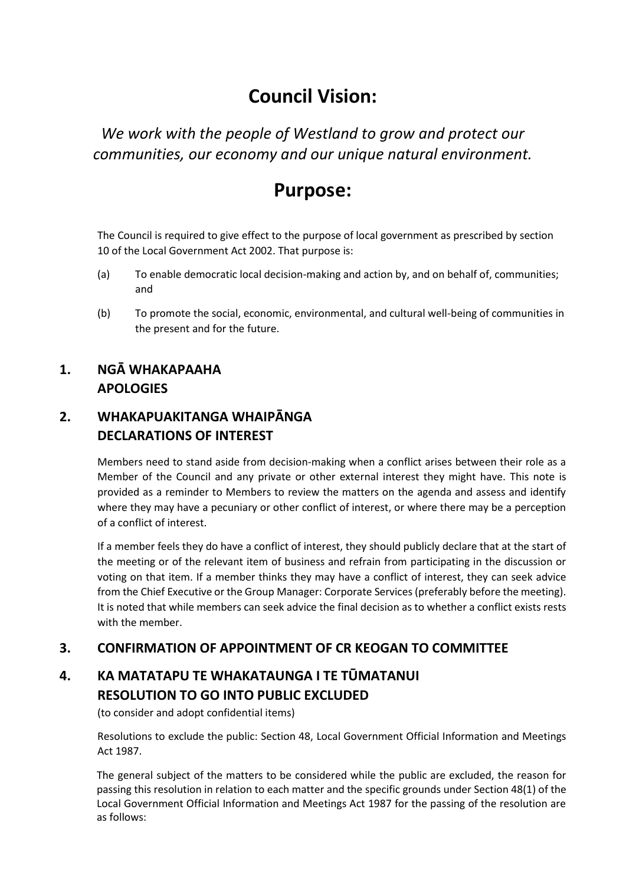# Council Vision:

*We work with the people of Westland to grow and protect our communities, our economy and our unique natural environment.*

# Purpose:

The Council is required to give effect to the purpose of local government as prescribed by section 10 of the Local Government Act 2002. That purpose is:

(a) To enable democratic local decision-making and action by, and on behalf of, communities; and

(b) To promote the social, economic, environmental, and cultural well-being of communities in the present and for the future.

## 1. NGĀ WHAKAPAAHA APOLOGIES

## 2. WHAKAPUAKITANGA WHAIPĀNGA DECLARATIONS OF INTEREST

Members need to stand aside from decision-making when a conflict arises between their role as a Member of the Council and any private or other external interest they might have. This note is provided as a reminder to Members to review the matters on the agenda and assess and identify where they may have a pecuniary or other conflict of interest, or where there may be a perception of a conflict of interest.

If a member feels they do have a conflict of interest, they should publicly declare that at the start of the meeting or of the relevant item of business and refrain from participating in the discussion or voting on that item. If a member thinks they may have a conflict of interest, they can seek advice from the Chief Executive or the Group Manager: Corporate Services (preferably before the meeting). It is noted that while members can seek advice the final decision as to whether a conflict exists rests with the member.

## 3. CONFIRMATION OF APPOINTMENT OF CR KEOGAN TO COMMITTEE

## 4. KA MATATAPU TE WHAKATAUNGA I TE TŪMATANUI RESOLUTION TO GO INTO PUBLIC EXCLUDED

(to consider and adopt confidential items)

Resolutions to exclude the public: Section 48, Local Government Official Information and Meetings Act 1987.

The general subject of the matters to be considered while the public are excluded, the reason for passing this resolution in relation to each matter and the specific grounds under Section 48(1) of the Local Government Official Information and Meetings Act 1987 for the passing of the resolution are as follows: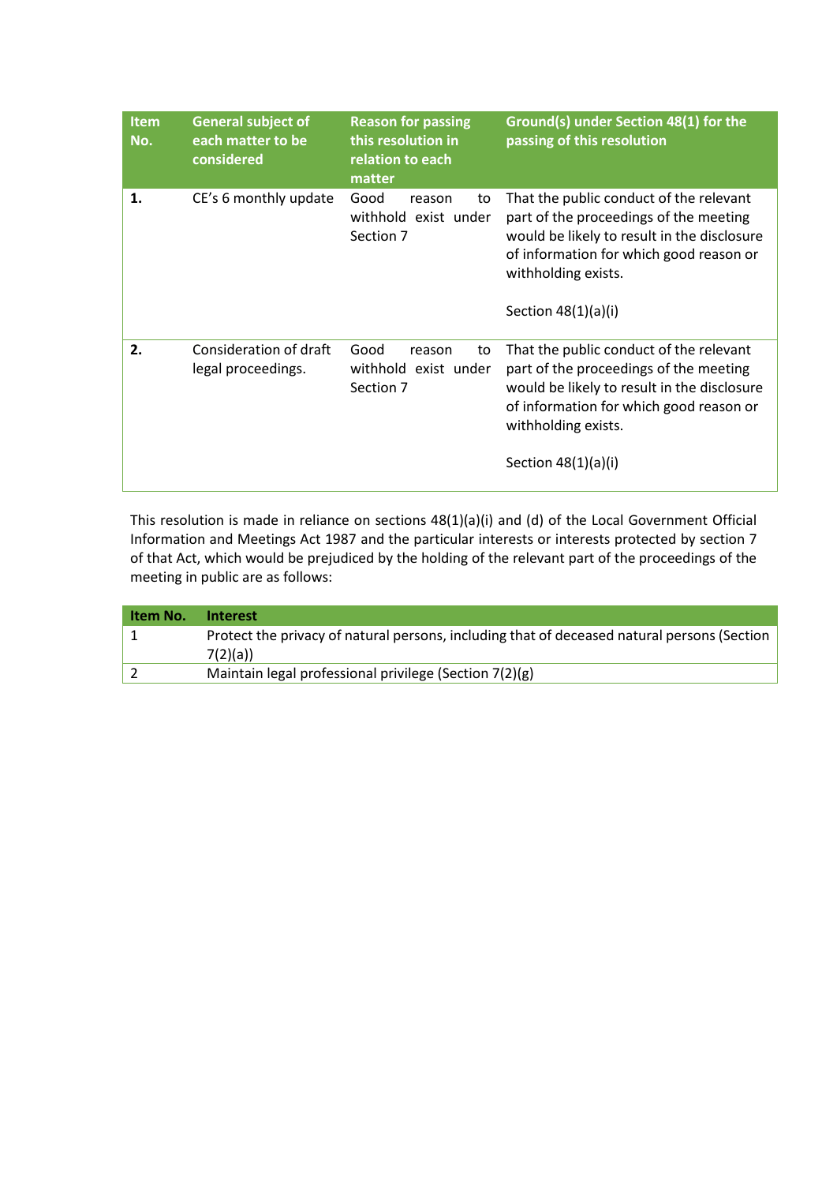| Item No. | General subject of each matter to be considered | Reason for passing this resolution in relation to each matter | Ground(s) under Section 48(1) for the passing of this resolution |
|---|---|---|---|
| **1.** | CE's 6 monthly update | Good reason to withhold exist under Section 7 | That the public conduct of the relevant part of the proceedings of the meeting would be likely to result in the disclosure of information for which good reason or withholding exists.<br><br>Section 48(1)(a)(i) |
| **2.** | Consideration of draft legal proceedings. | Good reason to withhold exist under Section 7 | That the public conduct of the relevant part of the proceedings of the meeting would be likely to result in the disclosure of information for which good reason or withholding exists.<br><br>Section 48(1)(a)(i) |

This resolution is made in reliance on sections 48(1)(a)(i) and (d) of the Local Government Official Information and Meetings Act 1987 and the particular interests or interests protected by section 7 of that Act, which would be prejudiced by the holding of the relevant part of the proceedings of the meeting in public are as follows:

| Item No. | Interest |
|---|---|
| 1 | Protect the privacy of natural persons, including that of deceased natural persons (Section 7(2)(a)) |
| 2 | Maintain legal professional privilege (Section 7(2)(g) |